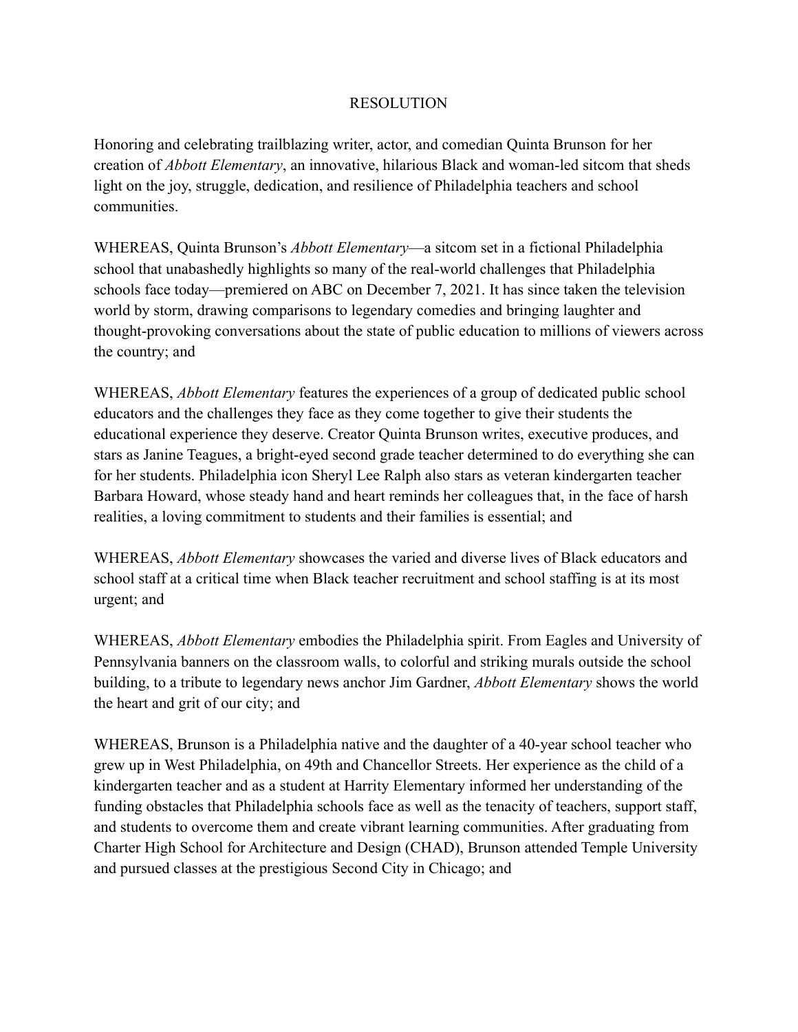# RESOLUTION

Honoring and celebrating trailblazing writer, actor, and comedian Quinta Brunson for her creation of *Abbott Elementary*, an innovative, hilarious Black and woman-led sitcom that sheds light on the joy, struggle, dedication, and resilience of Philadelphia teachers and school communities.

WHEREAS, Quinta Brunson's *Abbott Elementary*—a sitcom set in a fictional Philadelphia school that unabashedly highlights so many of the real-world challenges that Philadelphia schools face today—premiered on ABC on December 7, 2021. It has since taken the television world by storm, drawing comparisons to legendary comedies and bringing laughter and thought-provoking conversations about the state of public education to millions of viewers across the country; and

WHEREAS, *Abbott Elementary* features the experiences of a group of dedicated public school educators and the challenges they face as they come together to give their students the educational experience they deserve. Creator Quinta Brunson writes, executive produces, and stars as Janine Teagues, a bright-eyed second grade teacher determined to do everything she can for her students. Philadelphia icon Sheryl Lee Ralph also stars as veteran kindergarten teacher Barbara Howard, whose steady hand and heart reminds her colleagues that, in the face of harsh realities, a loving commitment to students and their families is essential; and

WHEREAS, *Abbott Elementary* showcases the varied and diverse lives of Black educators and school staff at a critical time when Black teacher recruitment and school staffing is at its most urgent; and

WHEREAS, *Abbott Elementary* embodies the Philadelphia spirit. From Eagles and University of Pennsylvania banners on the classroom walls, to colorful and striking murals outside the school building, to a tribute to legendary news anchor Jim Gardner, *Abbott Elementary* shows the world the heart and grit of our city; and

WHEREAS, Brunson is a Philadelphia native and the daughter of a 40-year school teacher who grew up in West Philadelphia, on 49th and Chancellor Streets. Her experience as the child of a kindergarten teacher and as a student at Harrity Elementary informed her understanding of the funding obstacles that Philadelphia schools face as well as the tenacity of teachers, support staff, and students to overcome them and create vibrant learning communities. After graduating from Charter High School for Architecture and Design (CHAD), Brunson attended Temple University and pursued classes at the prestigious Second City in Chicago; and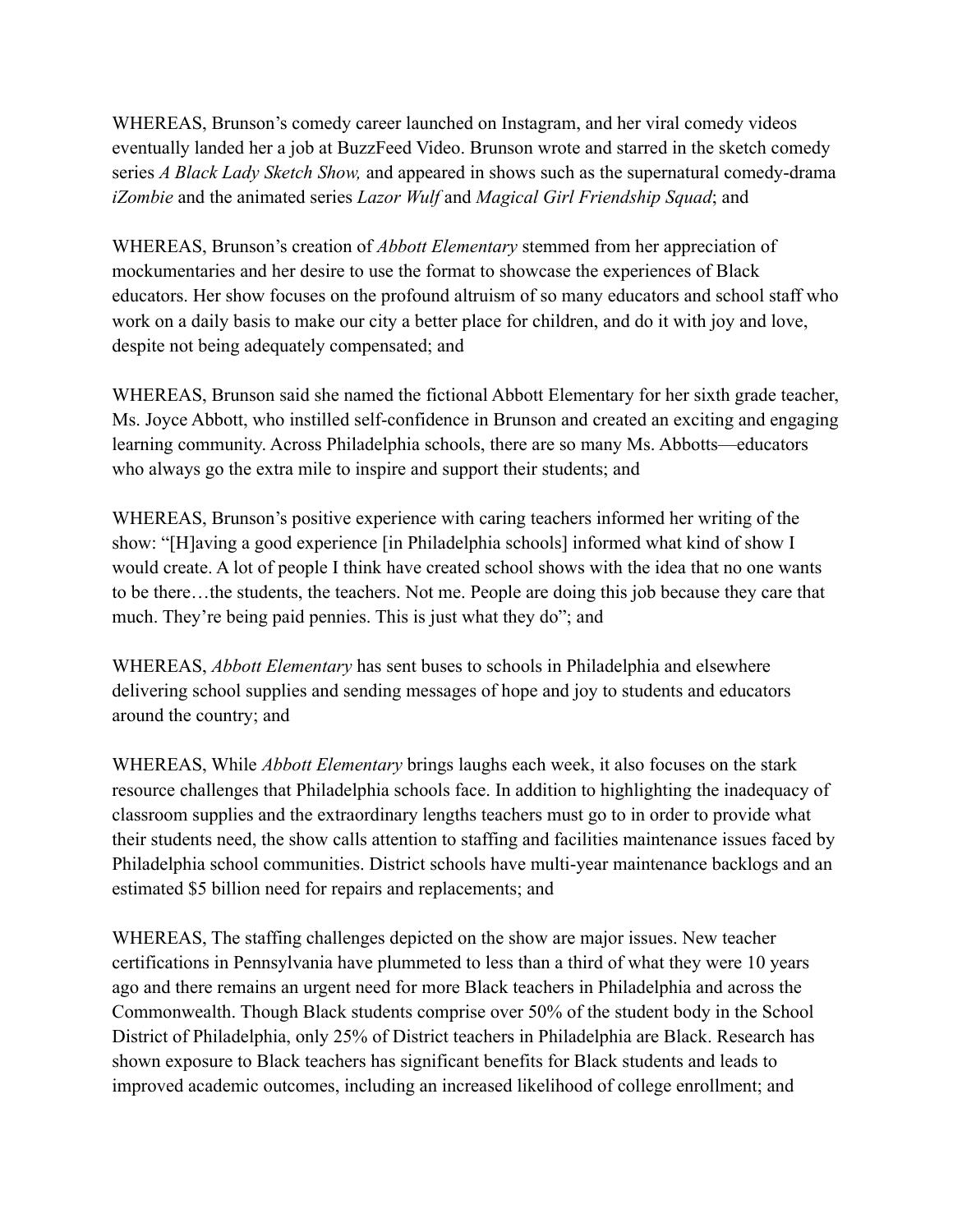WHEREAS, Brunson's comedy career launched on Instagram, and her viral comedy videos eventually landed her a job at BuzzFeed Video. Brunson wrote and starred in the sketch comedy series *A Black Lady Sketch Show,* and appeared in shows such as the supernatural comedy-drama *iZombie* and the animated series *Lazor Wulf* and *Magical Girl Friendship Squad*; and

WHEREAS, Brunson's creation of *Abbott Elementary* stemmed from her appreciation of mockumentaries and her desire to use the format to showcase the experiences of Black educators. Her show focuses on the profound altruism of so many educators and school staff who work on a daily basis to make our city a better place for children, and do it with joy and love, despite not being adequately compensated; and

WHEREAS, Brunson said she named the fictional Abbott Elementary for her sixth grade teacher, Ms. Joyce Abbott, who instilled self-confidence in Brunson and created an exciting and engaging learning community. Across Philadelphia schools, there are so many Ms. Abbotts—educators who always go the extra mile to inspire and support their students; and

WHEREAS, Brunson's positive experience with caring teachers informed her writing of the show: "[H]aving a good experience [in Philadelphia schools] informed what kind of show I would create. A lot of people I think have created school shows with the idea that no one wants to be there…the students, the teachers. Not me. People are doing this job because they care that much. They're being paid pennies. This is just what they do"; and

WHEREAS, *Abbott Elementary* has sent buses to schools in Philadelphia and elsewhere delivering school supplies and sending messages of hope and joy to students and educators around the country; and

WHEREAS, While *Abbott Elementary* brings laughs each week, it also focuses on the stark resource challenges that Philadelphia schools face. In addition to highlighting the inadequacy of classroom supplies and the extraordinary lengths teachers must go to in order to provide what their students need, the show calls attention to staffing and facilities maintenance issues faced by Philadelphia school communities. District schools have multi-year maintenance backlogs and an estimated $5 billion need for repairs and replacements; and

WHEREAS, The staffing challenges depicted on the show are major issues. New teacher certifications in Pennsylvania have plummeted to less than a third of what they were 10 years ago and there remains an urgent need for more Black teachers in Philadelphia and across the Commonwealth. Though Black students comprise over 50% of the student body in the School District of Philadelphia, only 25% of District teachers in Philadelphia are Black. Research has shown exposure to Black teachers has significant benefits for Black students and leads to improved academic outcomes, including an increased likelihood of college enrollment; and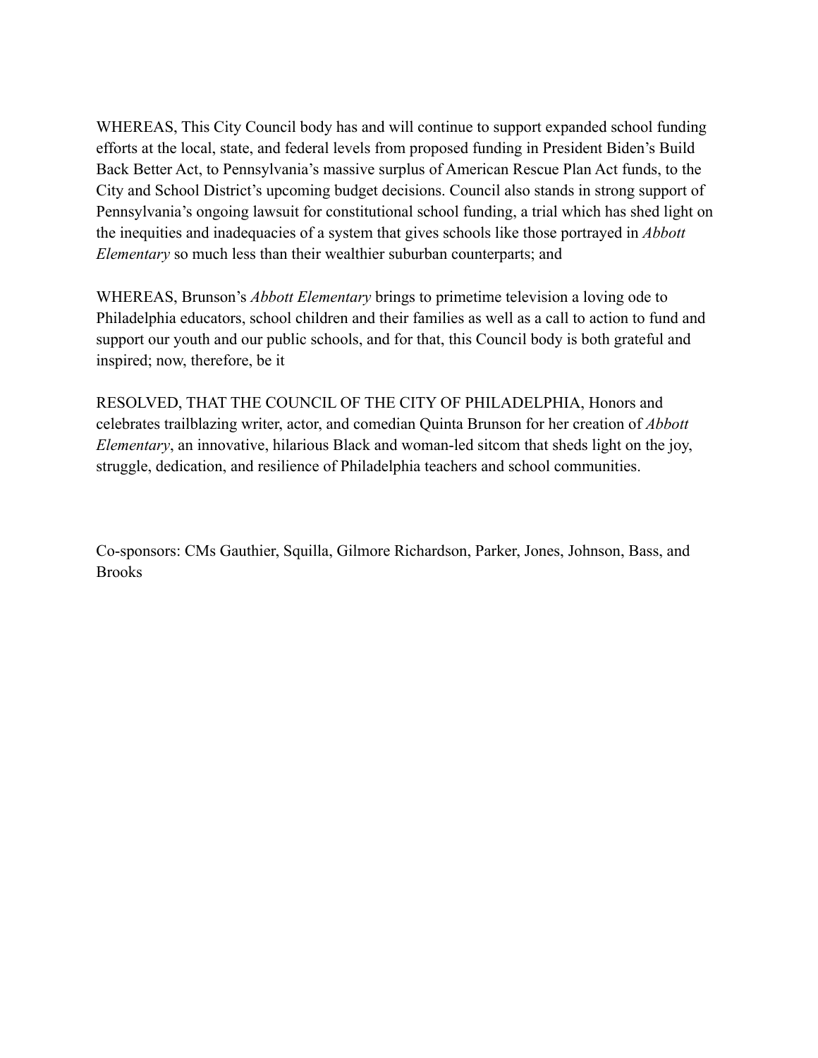WHEREAS, This City Council body has and will continue to support expanded school funding efforts at the local, state, and federal levels from proposed funding in President Biden's Build Back Better Act, to Pennsylvania's massive surplus of American Rescue Plan Act funds, to the City and School District's upcoming budget decisions. Council also stands in strong support of Pennsylvania's ongoing lawsuit for constitutional school funding, a trial which has shed light on the inequities and inadequacies of a system that gives schools like those portrayed in *Abbott Elementary* so much less than their wealthier suburban counterparts; and

WHEREAS, Brunson's *Abbott Elementary* brings to primetime television a loving ode to Philadelphia educators, school children and their families as well as a call to action to fund and support our youth and our public schools, and for that, this Council body is both grateful and inspired; now, therefore, be it

RESOLVED, THAT THE COUNCIL OF THE CITY OF PHILADELPHIA, Honors and celebrates trailblazing writer, actor, and comedian Quinta Brunson for her creation of *Abbott Elementary*, an innovative, hilarious Black and woman-led sitcom that sheds light on the joy, struggle, dedication, and resilience of Philadelphia teachers and school communities.

Co-sponsors: CMs Gauthier, Squilla, Gilmore Richardson, Parker, Jones, Johnson, Bass, and Brooks